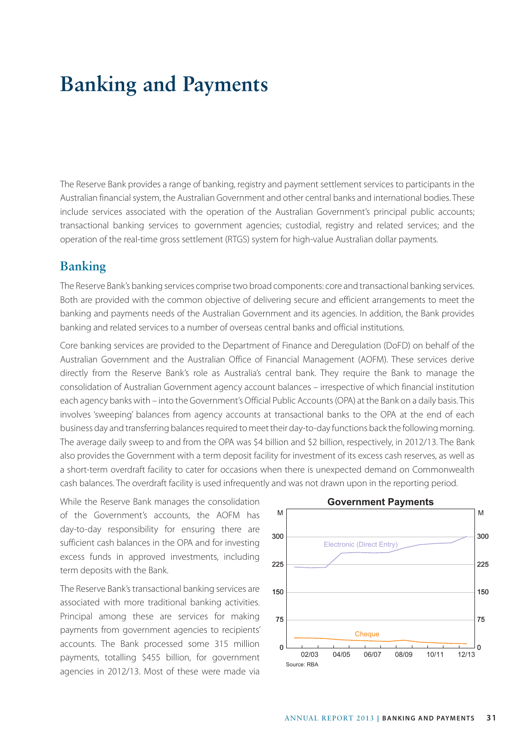# Banking and Payments

The Reserve Bank provides a range of banking, registry and payment settlement services to participants in the Australian financial system, the Australian Government and other central banks and international bodies. These include services associated with the operation of the Australian Government's principal public accounts; transactional banking services to government agencies; custodial, registry and related services; and the operation of the real-time gross settlement (RTGS) system for high-value Australian dollar payments.

## Banking

The Reserve Bank's banking services comprise two broad components: core and transactional banking services. Both are provided with the common objective of delivering secure and efficient arrangements to meet the banking and payments needs of the Australian Government and its agencies. In addition, the Bank provides banking and related services to a number of overseas central banks and official institutions.

Core banking services are provided to the Department of Finance and Deregulation (DoFD) on behalf of the Australian Government and the Australian Office of Financial Management (AOFM). These services derive directly from the Reserve Bank's role as Australia's central bank. They require the Bank to manage the consolidation of Australian Government agency account balances – irrespective of which financial institution each agency banks with – into the Government's Official Public Accounts (OPA) at the Bank on a daily basis. This involves 'sweeping' balances from agency accounts at transactional banks to the OPA at the end of each business day and transferring balances required to meet their day-to-day functions back the following morning. The average daily sweep to and from the OPA was $4 billion and $2 billion, respectively, in 2012/13. The Bank also provides the Government with a term deposit facility for investment of its excess cash reserves, as well as a short-term overdraft facility to cater for occasions when there is unexpected demand on Commonwealth cash balances. The overdraft facility is used infrequently and was not drawn upon in the reporting period.

While the Reserve Bank manages the consolidation of the Government's accounts, the AOFM has day-to-day responsibility for ensuring there are sufficient cash balances in the OPA and for investing excess funds in approved investments, including term deposits with the Bank.

The Reserve Bank's transactional banking services are associated with more traditional banking activities. Principal among these are services for making payments from government agencies to recipients' accounts. The Bank processed some 315 million payments, totalling $455 billion, for government agencies in 2012/13. Most of these were made via

**Government Payments**

Source: RBA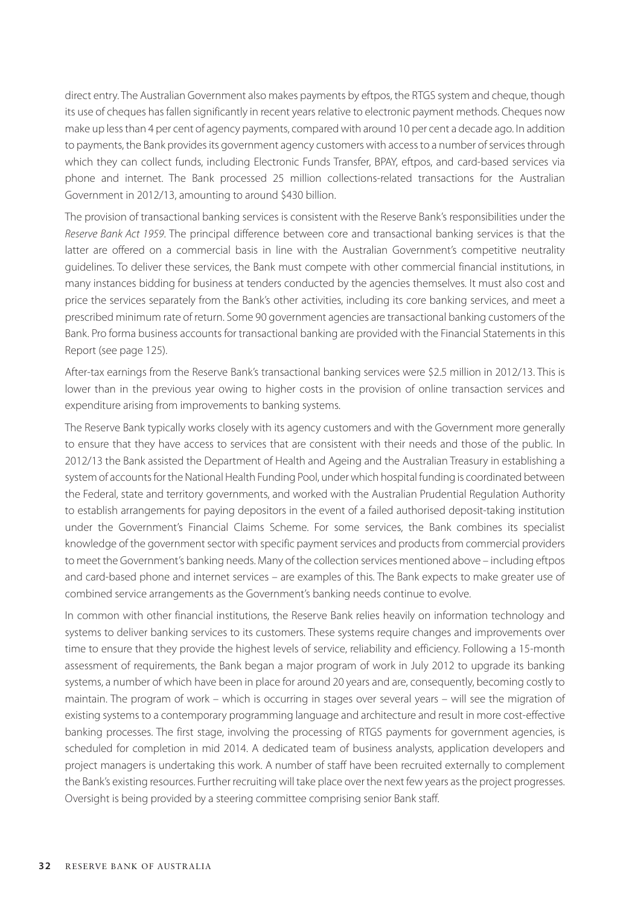direct entry. The Australian Government also makes payments by eftpos, the RTGS system and cheque, though its use of cheques has fallen significantly in recent years relative to electronic payment methods. Cheques now make up less than 4 per cent of agency payments, compared with around 10 per cent a decade ago. In addition to payments, the Bank provides its government agency customers with access to a number of services through which they can collect funds, including Electronic Funds Transfer, BPAY, eftpos, and card-based services via phone and internet. The Bank processed 25 million collections-related transactions for the Australian Government in 2012/13, amounting to around $430 billion.

The provision of transactional banking services is consistent with the Reserve Bank's responsibilities under the *Reserve Bank Act 1959*. The principal difference between core and transactional banking services is that the latter are offered on a commercial basis in line with the Australian Government's competitive neutrality guidelines. To deliver these services, the Bank must compete with other commercial financial institutions, in many instances bidding for business at tenders conducted by the agencies themselves. It must also cost and price the services separately from the Bank's other activities, including its core banking services, and meet a prescribed minimum rate of return. Some 90 government agencies are transactional banking customers of the Bank. Pro forma business accounts for transactional banking are provided with the Financial Statements in this Report (see page 125).

After-tax earnings from the Reserve Bank's transactional banking services were $2.5 million in 2012/13. This is lower than in the previous year owing to higher costs in the provision of online transaction services and expenditure arising from improvements to banking systems.

The Reserve Bank typically works closely with its agency customers and with the Government more generally to ensure that they have access to services that are consistent with their needs and those of the public. In 2012/13 the Bank assisted the Department of Health and Ageing and the Australian Treasury in establishing a system of accounts for the National Health Funding Pool, under which hospital funding is coordinated between the Federal, state and territory governments, and worked with the Australian Prudential Regulation Authority to establish arrangements for paying depositors in the event of a failed authorised deposit-taking institution under the Government's Financial Claims Scheme. For some services, the Bank combines its specialist knowledge of the government sector with specific payment services and products from commercial providers to meet the Government's banking needs. Many of the collection services mentioned above – including eftpos and card-based phone and internet services – are examples of this. The Bank expects to make greater use of combined service arrangements as the Government's banking needs continue to evolve.

In common with other financial institutions, the Reserve Bank relies heavily on information technology and systems to deliver banking services to its customers. These systems require changes and improvements over time to ensure that they provide the highest levels of service, reliability and efficiency. Following a 15-month assessment of requirements, the Bank began a major program of work in July 2012 to upgrade its banking systems, a number of which have been in place for around 20 years and are, consequently, becoming costly to maintain. The program of work – which is occurring in stages over several years – will see the migration of existing systems to a contemporary programming language and architecture and result in more cost-effective banking processes. The first stage, involving the processing of RTGS payments for government agencies, is scheduled for completion in mid 2014. A dedicated team of business analysts, application developers and project managers is undertaking this work. A number of staff have been recruited externally to complement the Bank's existing resources. Further recruiting will take place over the next few years as the project progresses. Oversight is being provided by a steering committee comprising senior Bank staff.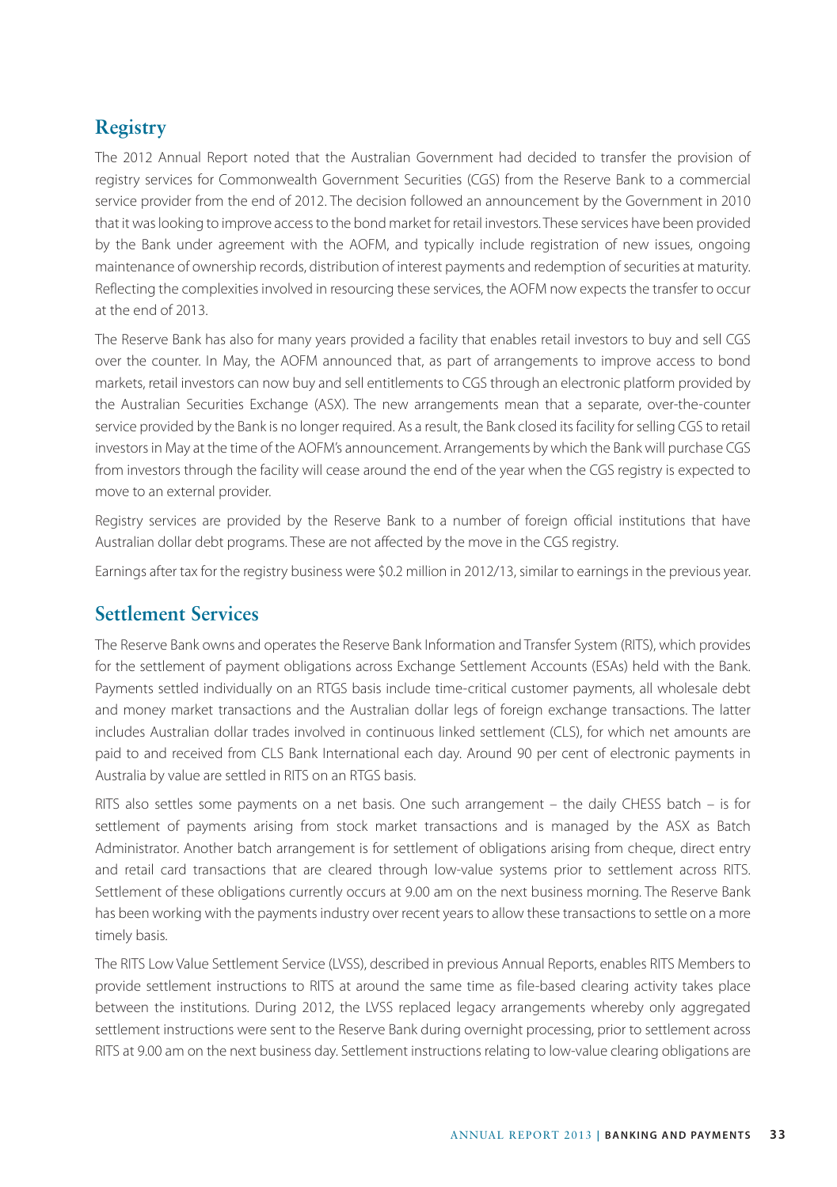## Registry

The 2012 Annual Report noted that the Australian Government had decided to transfer the provision of registry services for Commonwealth Government Securities (CGS) from the Reserve Bank to a commercial service provider from the end of 2012. The decision followed an announcement by the Government in 2010 that it was looking to improve access to the bond market for retail investors. These services have been provided by the Bank under agreement with the AOFM, and typically include registration of new issues, ongoing maintenance of ownership records, distribution of interest payments and redemption of securities at maturity. Reflecting the complexities involved in resourcing these services, the AOFM now expects the transfer to occur at the end of 2013.

The Reserve Bank has also for many years provided a facility that enables retail investors to buy and sell CGS over the counter. In May, the AOFM announced that, as part of arrangements to improve access to bond markets, retail investors can now buy and sell entitlements to CGS through an electronic platform provided by the Australian Securities Exchange (ASX). The new arrangements mean that a separate, over-the-counter service provided by the Bank is no longer required. As a result, the Bank closed its facility for selling CGS to retail investors in May at the time of the AOFM's announcement. Arrangements by which the Bank will purchase CGS from investors through the facility will cease around the end of the year when the CGS registry is expected to move to an external provider.

Registry services are provided by the Reserve Bank to a number of foreign official institutions that have Australian dollar debt programs. These are not affected by the move in the CGS registry.

Earnings after tax for the registry business were $0.2 million in 2012/13, similar to earnings in the previous year.

## Settlement Services

The Reserve Bank owns and operates the Reserve Bank Information and Transfer System (RITS), which provides for the settlement of payment obligations across Exchange Settlement Accounts (ESAs) held with the Bank. Payments settled individually on an RTGS basis include time-critical customer payments, all wholesale debt and money market transactions and the Australian dollar legs of foreign exchange transactions. The latter includes Australian dollar trades involved in continuous linked settlement (CLS), for which net amounts are paid to and received from CLS Bank International each day. Around 90 per cent of electronic payments in Australia by value are settled in RITS on an RTGS basis.

RITS also settles some payments on a net basis. One such arrangement – the daily CHESS batch – is for settlement of payments arising from stock market transactions and is managed by the ASX as Batch Administrator. Another batch arrangement is for settlement of obligations arising from cheque, direct entry and retail card transactions that are cleared through low-value systems prior to settlement across RITS. Settlement of these obligations currently occurs at 9.00 am on the next business morning. The Reserve Bank has been working with the payments industry over recent years to allow these transactions to settle on a more timely basis.

The RITS Low Value Settlement Service (LVSS), described in previous Annual Reports, enables RITS Members to provide settlement instructions to RITS at around the same time as file-based clearing activity takes place between the institutions. During 2012, the LVSS replaced legacy arrangements whereby only aggregated settlement instructions were sent to the Reserve Bank during overnight processing, prior to settlement across RITS at 9.00 am on the next business day. Settlement instructions relating to low-value clearing obligations are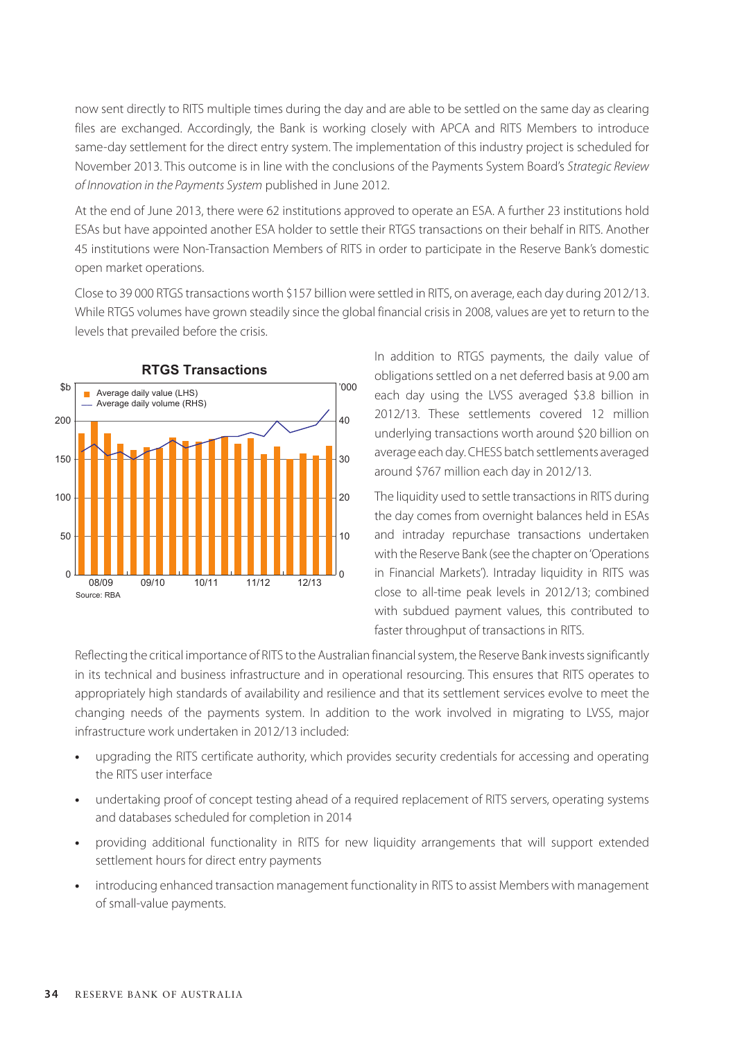now sent directly to RITS multiple times during the day and are able to be settled on the same day as clearing files are exchanged. Accordingly, the Bank is working closely with APCA and RITS Members to introduce same-day settlement for the direct entry system. The implementation of this industry project is scheduled for November 2013. This outcome is in line with the conclusions of the Payments System Board's *Strategic Review of Innovation in the Payments System* published in June 2012.

At the end of June 2013, there were 62 institutions approved to operate an ESA. A further 23 institutions hold ESAs but have appointed another ESA holder to settle their RTGS transactions on their behalf in RITS. Another 45 institutions were Non-Transaction Members of RITS in order to participate in the Reserve Bank's domestic open market operations.

Close to 39 000 RTGS transactions worth $157 billion were settled in RITS, on average, each day during 2012/13. While RTGS volumes have grown steadily since the global financial crisis in 2008, values are yet to return to the levels that prevailed before the crisis.

**RTGS Transactions**

Source: RBA

In addition to RTGS payments, the daily value of obligations settled on a net deferred basis at 9.00 am each day using the LVSS averaged $3.8 billion in 2012/13. These settlements covered 12 million underlying transactions worth around $20 billion on average each day. CHESS batch settlements averaged around $767 million each day in 2012/13.

The liquidity used to settle transactions in RITS during the day comes from overnight balances held in ESAs and intraday repurchase transactions undertaken with the Reserve Bank (see the chapter on 'Operations in Financial Markets'). Intraday liquidity in RITS was close to all-time peak levels in 2012/13; combined with subdued payment values, this contributed to faster throughput of transactions in RITS.

Reflecting the critical importance of RITS to the Australian financial system, the Reserve Bank invests significantly in its technical and business infrastructure and in operational resourcing. This ensures that RITS operates to appropriately high standards of availability and resilience and that its settlement services evolve to meet the changing needs of the payments system. In addition to the work involved in migrating to LVSS, major infrastructure work undertaken in 2012/13 included:

- upgrading the RITS certificate authority, which provides security credentials for accessing and operating the RITS user interface
- undertaking proof of concept testing ahead of a required replacement of RITS servers, operating systems and databases scheduled for completion in 2014
- providing additional functionality in RITS for new liquidity arrangements that will support extended settlement hours for direct entry payments
- introducing enhanced transaction management functionality in RITS to assist Members with management of small-value payments.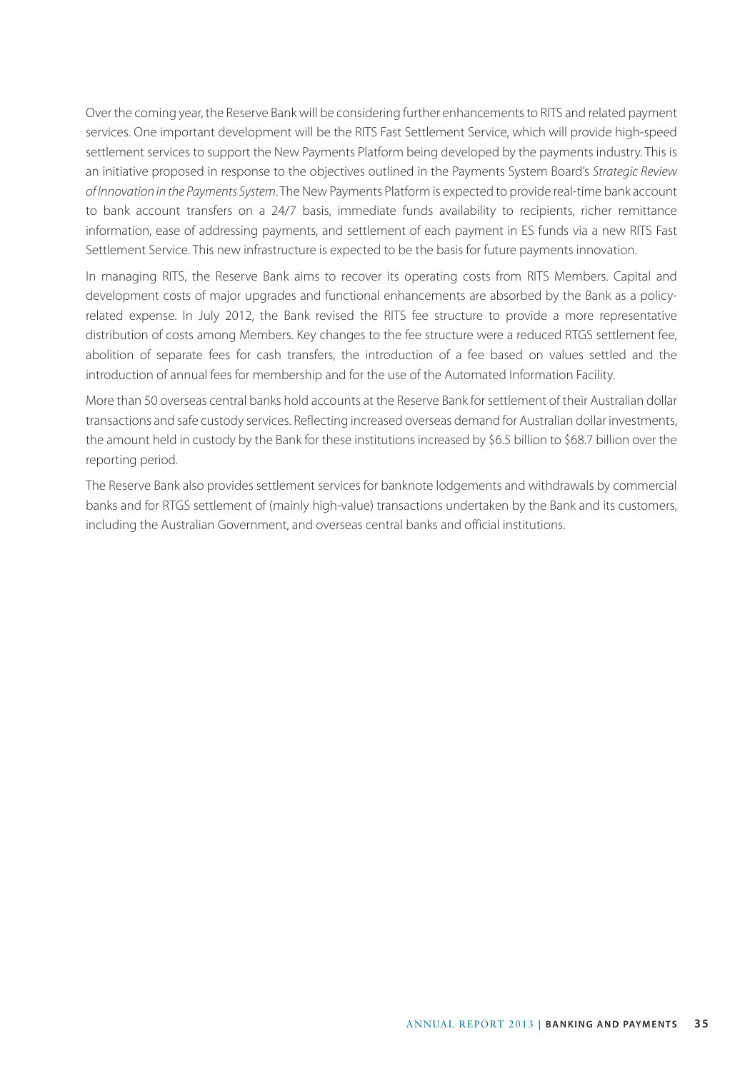Over the coming year, the Reserve Bank will be considering further enhancements to RITS and related payment services. One important development will be the RITS Fast Settlement Service, which will provide high-speed settlement services to support the New Payments Platform being developed by the payments industry. This is an initiative proposed in response to the objectives outlined in the Payments System Board's *Strategic Review of Innovation in the Payments System*. The New Payments Platform is expected to provide real-time bank account to bank account transfers on a 24/7 basis, immediate funds availability to recipients, richer remittance information, ease of addressing payments, and settlement of each payment in ES funds via a new RITS Fast Settlement Service. This new infrastructure is expected to be the basis for future payments innovation.

In managing RITS, the Reserve Bank aims to recover its operating costs from RITS Members. Capital and development costs of major upgrades and functional enhancements are absorbed by the Bank as a policy-related expense. In July 2012, the Bank revised the RITS fee structure to provide a more representative distribution of costs among Members. Key changes to the fee structure were a reduced RTGS settlement fee, abolition of separate fees for cash transfers, the introduction of a fee based on values settled and the introduction of annual fees for membership and for the use of the Automated Information Facility.

More than 50 overseas central banks hold accounts at the Reserve Bank for settlement of their Australian dollar transactions and safe custody services. Reflecting increased overseas demand for Australian dollar investments, the amount held in custody by the Bank for these institutions increased by $6.5 billion to $68.7 billion over the reporting period.

The Reserve Bank also provides settlement services for banknote lodgements and withdrawals by commercial banks and for RTGS settlement of (mainly high-value) transactions undertaken by the Bank and its customers, including the Australian Government, and overseas central banks and official institutions.